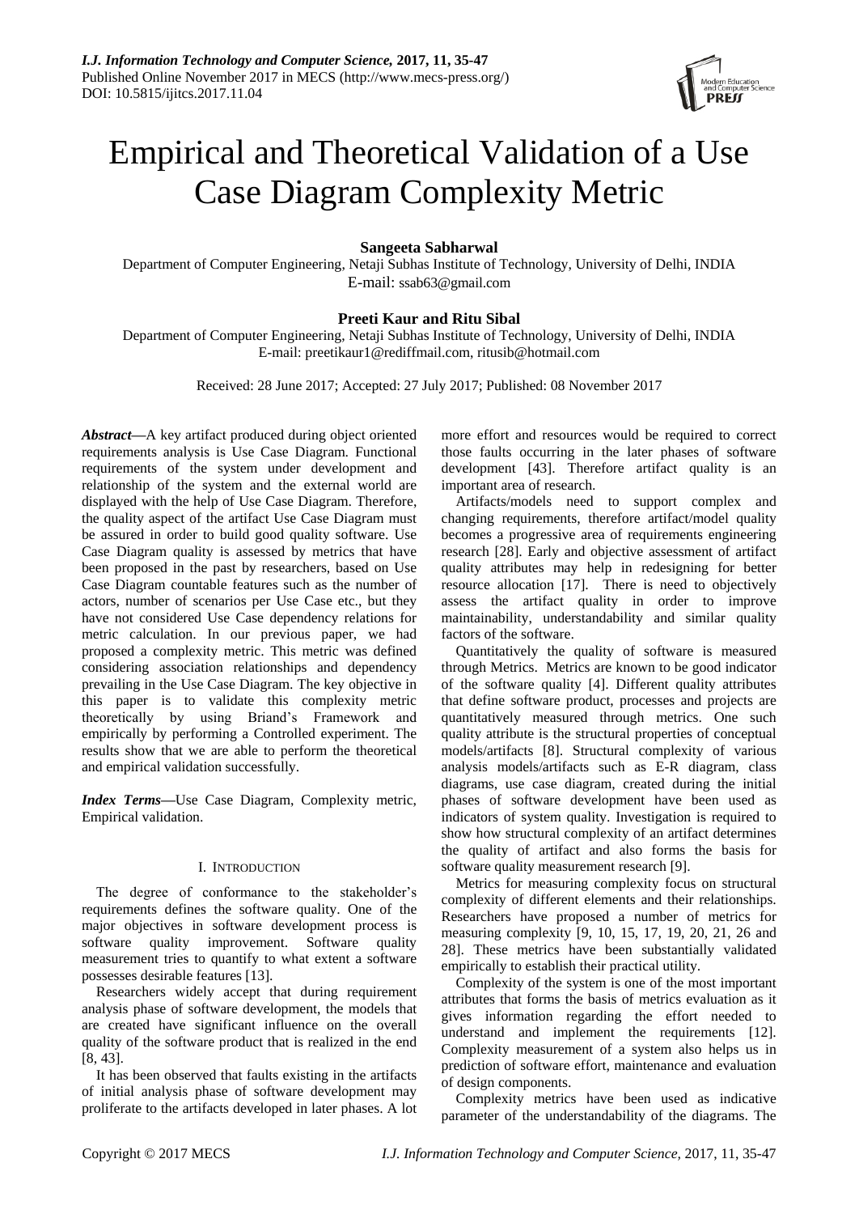# Empirical and Theoretical Validation of a Use Case Diagram Complexity Metric

**Sangeeta Sabharwal**

Department of Computer Engineering, Netaji Subhas Institute of Technology, University of Delhi, INDIA
E-mail: ssab63@gmail.com

**Preeti Kaur and Ritu Sibal**

Department of Computer Engineering, Netaji Subhas Institute of Technology, University of Delhi, INDIA
E-mail: preetikaur1@rediffmail.com, ritusib@hotmail.com

Received: 28 June 2017; Accepted: 27 July 2017; Published: 08 November 2017

***Abstract*—**A key artifact produced during object oriented requirements analysis is Use Case Diagram. Functional requirements of the system under development and relationship of the system and the external world are displayed with the help of Use Case Diagram. Therefore, the quality aspect of the artifact Use Case Diagram must be assured in order to build good quality software. Use Case Diagram quality is assessed by metrics that have been proposed in the past by researchers, based on Use Case Diagram countable features such as the number of actors, number of scenarios per Use Case etc., but they have not considered Use Case dependency relations for metric calculation. In our previous paper, we had proposed a complexity metric. This metric was defined considering association relationships and dependency prevailing in the Use Case Diagram. The key objective in this paper is to validate this complexity metric theoretically by using Briand's Framework and empirically by performing a Controlled experiment. The results show that we are able to perform the theoretical and empirical validation successfully.

***Index Terms*—**Use Case Diagram, Complexity metric, Empirical validation.

## I. INTRODUCTION

The degree of conformance to the stakeholder's requirements defines the software quality. One of the major objectives in software development process is software quality improvement. Software quality measurement tries to quantify to what extent a software possesses desirable features [13].

Researchers widely accept that during requirement analysis phase of software development, the models that are created have significant influence on the overall quality of the software product that is realized in the end [8, 43].

It has been observed that faults existing in the artifacts of initial analysis phase of software development may proliferate to the artifacts developed in later phases. A lot more effort and resources would be required to correct those faults occurring in the later phases of software development [43]. Therefore artifact quality is an important area of research.

Artifacts/models need to support complex and changing requirements, therefore artifact/model quality becomes a progressive area of requirements engineering research [28]. Early and objective assessment of artifact quality attributes may help in redesigning for better resource allocation [17]. There is need to objectively assess the artifact quality in order to improve maintainability, understandability and similar quality factors of the software.

Quantitatively the quality of software is measured through Metrics. Metrics are known to be good indicator of the software quality [4]. Different quality attributes that define software product, processes and projects are quantitatively measured through metrics. One such quality attribute is the structural properties of conceptual models/artifacts [8]. Structural complexity of various analysis models/artifacts such as E-R diagram, class diagrams, use case diagram, created during the initial phases of software development have been used as indicators of system quality. Investigation is required to show how structural complexity of an artifact determines the quality of artifact and also forms the basis for software quality measurement research [9].

Metrics for measuring complexity focus on structural complexity of different elements and their relationships. Researchers have proposed a number of metrics for measuring complexity [9, 10, 15, 17, 19, 20, 21, 26 and 28]. These metrics have been substantially validated empirically to establish their practical utility.

Complexity of the system is one of the most important attributes that forms the basis of metrics evaluation as it gives information regarding the effort needed to understand and implement the requirements [12]. Complexity measurement of a system also helps us in prediction of software effort, maintenance and evaluation of design components.

Complexity metrics have been used as indicative parameter of the understandability of the diagrams. The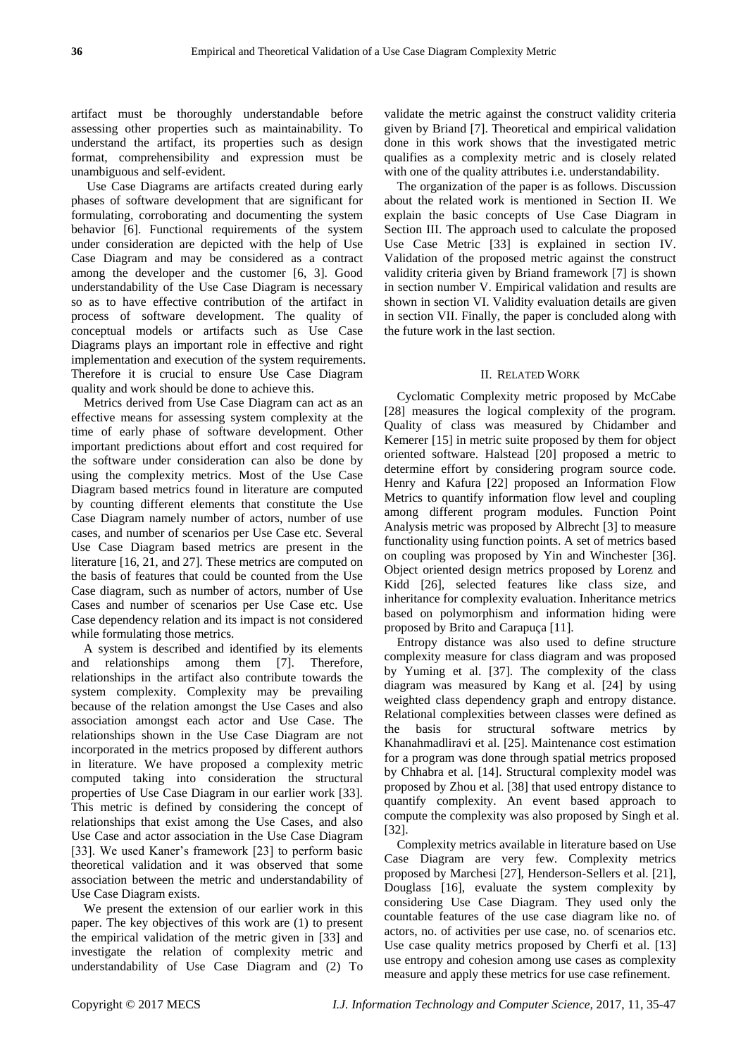artifact must be thoroughly understandable before assessing other properties such as maintainability. To understand the artifact, its properties such as design format, comprehensibility and expression must be unambiguous and self-evident.

Use Case Diagrams are artifacts created during early phases of software development that are significant for formulating, corroborating and documenting the system behavior [6]. Functional requirements of the system under consideration are depicted with the help of Use Case Diagram and may be considered as a contract among the developer and the customer [6, 3]. Good understandability of the Use Case Diagram is necessary so as to have effective contribution of the artifact in process of software development. The quality of conceptual models or artifacts such as Use Case Diagrams plays an important role in effective and right implementation and execution of the system requirements. Therefore it is crucial to ensure Use Case Diagram quality and work should be done to achieve this.

Metrics derived from Use Case Diagram can act as an effective means for assessing system complexity at the time of early phase of software development. Other important predictions about effort and cost required for the software under consideration can also be done by using the complexity metrics. Most of the Use Case Diagram based metrics found in literature are computed by counting different elements that constitute the Use Case Diagram namely number of actors, number of use cases, and number of scenarios per Use Case etc. Several Use Case Diagram based metrics are present in the literature [16, 21, and 27]. These metrics are computed on the basis of features that could be counted from the Use Case diagram, such as number of actors, number of Use Cases and number of scenarios per Use Case etc. Use Case dependency relation and its impact is not considered while formulating those metrics.

A system is described and identified by its elements and relationships among them [7]. Therefore, relationships in the artifact also contribute towards the system complexity. Complexity may be prevailing because of the relation amongst the Use Cases and also association amongst each actor and Use Case. The relationships shown in the Use Case Diagram are not incorporated in the metrics proposed by different authors in literature. We have proposed a complexity metric computed taking into consideration the structural properties of Use Case Diagram in our earlier work [33]. This metric is defined by considering the concept of relationships that exist among the Use Cases, and also Use Case and actor association in the Use Case Diagram [33]. We used Kaner's framework [23] to perform basic theoretical validation and it was observed that some association between the metric and understandability of Use Case Diagram exists.

We present the extension of our earlier work in this paper. The key objectives of this work are (1) to present the empirical validation of the metric given in [33] and investigate the relation of complexity metric and understandability of Use Case Diagram and (2) To validate the metric against the construct validity criteria given by Briand [7]. Theoretical and empirical validation done in this work shows that the investigated metric qualifies as a complexity metric and is closely related with one of the quality attributes i.e. understandability.

The organization of the paper is as follows. Discussion about the related work is mentioned in Section II. We explain the basic concepts of Use Case Diagram in Section III. The approach used to calculate the proposed Use Case Metric [33] is explained in section IV. Validation of the proposed metric against the construct validity criteria given by Briand framework [7] is shown in section number V. Empirical validation and results are shown in section VI. Validity evaluation details are given in section VII. Finally, the paper is concluded along with the future work in the last section.

## II. Related Work

Cyclomatic Complexity metric proposed by McCabe [28] measures the logical complexity of the program. Quality of class was measured by Chidamber and Kemerer [15] in metric suite proposed by them for object oriented software. Halstead [20] proposed a metric to determine effort by considering program source code. Henry and Kafura [22] proposed an Information Flow Metrics to quantify information flow level and coupling among different program modules. Function Point Analysis metric was proposed by Albrecht [3] to measure functionality using function points. A set of metrics based on coupling was proposed by Yin and Winchester [36]. Object oriented design metrics proposed by Lorenz and Kidd [26], selected features like class size, and inheritance for complexity evaluation. Inheritance metrics based on polymorphism and information hiding were proposed by Brito and Carapuça [11].

Entropy distance was also used to define structure complexity measure for class diagram and was proposed by Yuming et al. [37]. The complexity of the class diagram was measured by Kang et al. [24] by using weighted class dependency graph and entropy distance. Relational complexities between classes were defined as the basis for structural software metrics by Khanahmadliravi et al. [25]. Maintenance cost estimation for a program was done through spatial metrics proposed by Chhabra et al. [14]. Structural complexity model was proposed by Zhou et al. [38] that used entropy distance to quantify complexity. An event based approach to compute the complexity was also proposed by Singh et al. [32].

Complexity metrics available in literature based on Use Case Diagram are very few. Complexity metrics proposed by Marchesi [27], Henderson-Sellers et al. [21], Douglass [16], evaluate the system complexity by considering Use Case Diagram. They used only the countable features of the use case diagram like no. of actors, no. of activities per use case, no. of scenarios etc. Use case quality metrics proposed by Cherfi et al. [13] use entropy and cohesion among use cases as complexity measure and apply these metrics for use case refinement.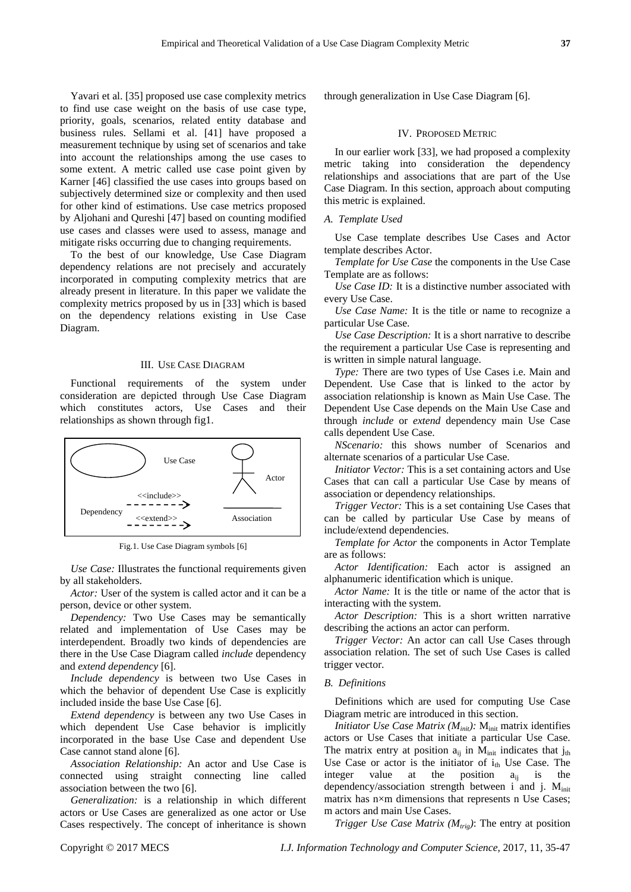Yavari et al. [35] proposed use case complexity metrics to find use case weight on the basis of use case type, priority, goals, scenarios, related entity database and business rules. Sellami et al. [41] have proposed a measurement technique by using set of scenarios and take into account the relationships among the use cases to some extent. A metric called use case point given by Karner [46] classified the use cases into groups based on subjectively determined size or complexity and then used for other kind of estimations. Use case metrics proposed by Aljohani and Qureshi [47] based on counting modified use cases and classes were used to assess, manage and mitigate risks occurring due to changing requirements.

To the best of our knowledge, Use Case Diagram dependency relations are not precisely and accurately incorporated in computing complexity metrics that are already present in literature. In this paper we validate the complexity metrics proposed by us in [33] which is based on the dependency relations existing in Use Case Diagram.

## III. Use Case Diagram

Functional requirements of the system under consideration are depicted through Use Case Diagram which constitutes actors, Use Cases and their relationships as shown through fig1.

Use Case | Actor | Dependency | <<include>> | <<extend>> | Association

Fig.1. Use Case Diagram symbols [6]

*Use Case:* Illustrates the functional requirements given by all stakeholders.

*Actor:* User of the system is called actor and it can be a person, device or other system.

*Dependency:* Two Use Cases may be semantically related and implementation of Use Cases may be interdependent. Broadly two kinds of dependencies are there in the Use Case Diagram called *include* dependency and *extend dependency* [6].

*Include dependency* is between two Use Cases in which the behavior of dependent Use Case is explicitly included inside the base Use Case [6].

*Extend dependency* is between any two Use Cases in which dependent Use Case behavior is implicitly incorporated in the base Use Case and dependent Use Case cannot stand alone [6].

*Association Relationship:* An actor and Use Case is connected using straight connecting line called association between the two [6].

*Generalization:* is a relationship in which different actors or Use Cases are generalized as one actor or Use Cases respectively. The concept of inheritance is shown through generalization in Use Case Diagram [6].

## IV. Proposed Metric

In our earlier work [33], we had proposed a complexity metric taking into consideration the dependency relationships and associations that are part of the Use Case Diagram. In this section, approach about computing this metric is explained.

### A. Template Used

Use Case template describes Use Cases and Actor template describes Actor.

*Template for Use Case* the components in the Use Case Template are as follows:

*Use Case ID:* It is a distinctive number associated with every Use Case.

*Use Case Name:* It is the title or name to recognize a particular Use Case.

*Use Case Description:* It is a short narrative to describe the requirement a particular Use Case is representing and is written in simple natural language.

*Type:* There are two types of Use Cases i.e. Main and Dependent. Use Case that is linked to the actor by association relationship is known as Main Use Case. The Dependent Use Case depends on the Main Use Case and through *include* or *extend* dependency main Use Case calls dependent Use Case.

*NScenario:* this shows number of Scenarios and alternate scenarios of a particular Use Case.

*Initiator Vector:* This is a set containing actors and Use Cases that can call a particular Use Case by means of association or dependency relationships.

*Trigger Vector:* This is a set containing Use Cases that can be called by particular Use Case by means of include/extend dependencies.

*Template for Actor* the components in Actor Template are as follows:

*Actor Identification:* Each actor is assigned an alphanumeric identification which is unique.

*Actor Name:* It is the title or name of the actor that is interacting with the system.

*Actor Description:* This is a short written narrative describing the actions an actor can perform.

*Trigger Vector:* An actor can call Use Cases through association relation. The set of such Use Cases is called trigger vector.

### B. Definitions

Definitions which are used for computing Use Case Diagram metric are introduced in this section.

*Initiator Use Case Matrix ($M_{init}$):* $M_{init}$ matrix identifies actors or Use Cases that initiate a particular Use Case. The matrix entry at position $a_{ij}$ in $M_{init}$ indicates that $j_{th}$ Use Case or actor is the initiator of $i_{th}$ Use Case. The integer value at the position $a_{ij}$ is the dependency/association strength between i and j. $M_{init}$ matrix has n×m dimensions that represents n Use Cases; m actors and main Use Cases.

*Trigger Use Case Matrix ($M_{trig}$)*: The entry at position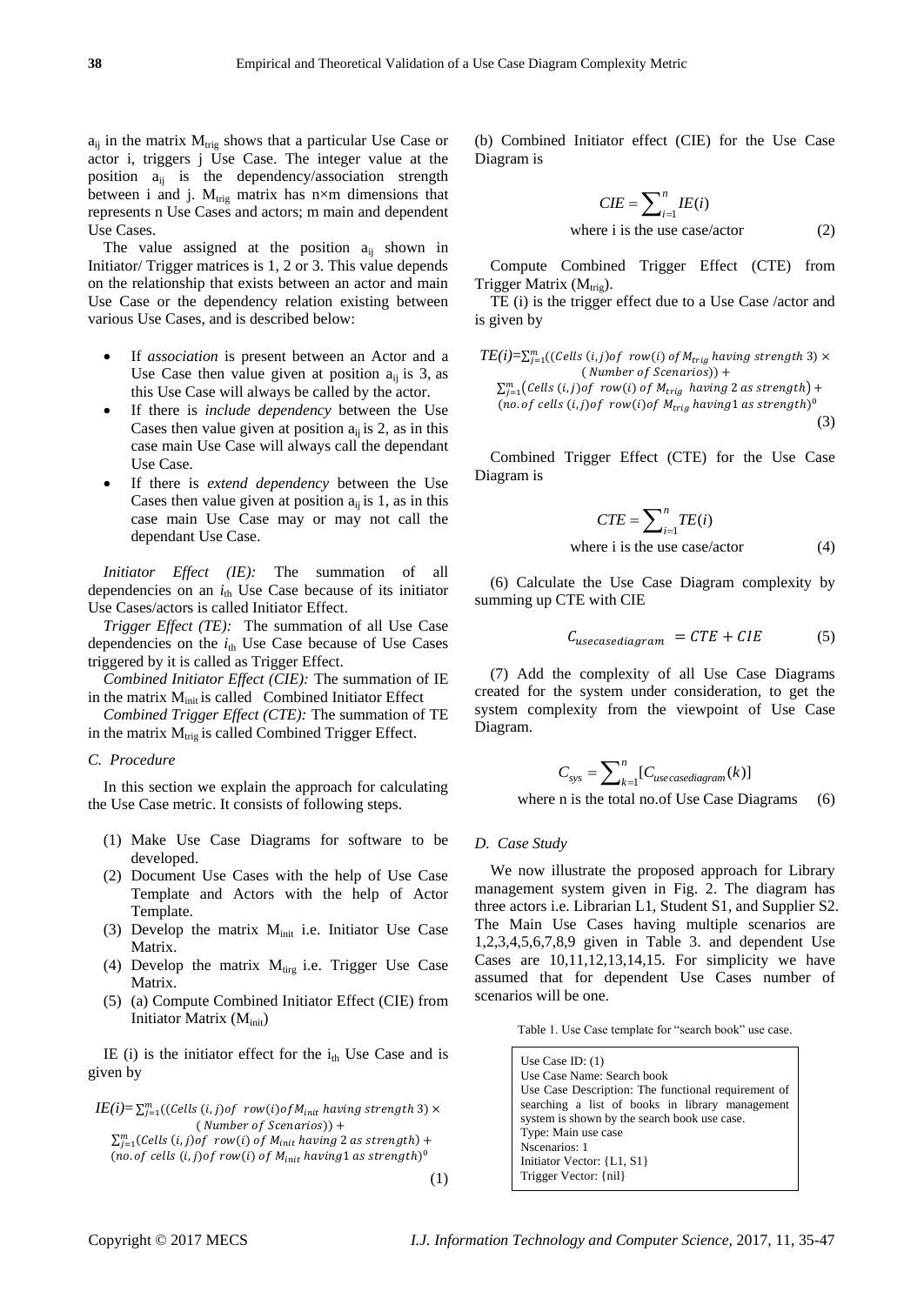$a_{ij}$ in the matrix $M_{trig}$ shows that a particular Use Case or actor i, triggers j Use Case. The integer value at the position $a_{ij}$ is the dependency/association strength between i and j. $M_{trig}$ matrix has n×m dimensions that represents n Use Cases and actors; m main and dependent Use Cases.

The value assigned at the position $a_{ij}$ shown in Initiator/ Trigger matrices is 1, 2 or 3. This value depends on the relationship that exists between an actor and main Use Case or the dependency relation existing between various Use Cases, and is described below:

- If *association* is present between an Actor and a Use Case then value given at position $a_{ij}$ is 3, as this Use Case will always be called by the actor.
- If there is *include dependency* between the Use Cases then value given at position $a_{ij}$ is 2, as in this case main Use Case will always call the dependant Use Case.
- If there is *extend dependency* between the Use Cases then value given at position $a_{ij}$ is 1, as in this case main Use Case may or may not call the dependant Use Case.

*Initiator Effect (IE):* The summation of all dependencies on an $i_{th}$ Use Case because of its initiator Use Cases/actors is called Initiator Effect.

*Trigger Effect (TE):* The summation of all Use Case dependencies on the $i_{th}$ Use Case because of Use Cases triggered by it is called as Trigger Effect.

*Combined Initiator Effect (CIE):* The summation of IE in the matrix $M_{init}$ is called Combined Initiator Effect

*Combined Trigger Effect (CTE):* The summation of TE in the matrix $M_{trig}$ is called Combined Trigger Effect.

### C. Procedure

In this section we explain the approach for calculating the Use Case metric. It consists of following steps.

(1) Make Use Case Diagrams for software to be developed.
(2) Document Use Cases with the help of Use Case Template and Actors with the help of Actor Template.
(3) Develop the matrix $M_{init}$ i.e. Initiator Use Case Matrix.
(4) Develop the matrix $M_{tirg}$ i.e. Trigger Use Case Matrix.
(5) (a) Compute Combined Initiator Effect (CIE) from Initiator Matrix ($M_{init}$)

IE (i) is the initiator effect for the $i_{th}$ Use Case and is given by

$$IE(i) = \sum_{j=1}^{m}((Cells\ (i,j) of\ \ row(i) of M_{init}\ having\ strength\ 3) \times (Number\ of\ Scenarios)) + \sum_{j=1}^{m}(Cells\ (i,j)\ of\ \ row(i)\ of\ M_{init}\ having\ 2\ as\ strength) + (no.of\ cells\ (i,j) of\ row(i)\ of\ M_{init}\ having 1\ as\ strength)^{0} \quad (1)$$

(b) Combined Initiator effect (CIE) for the Use Case Diagram is

$$CIE = \sum_{i=1}^{n} IE(i)$$
where i is the use case/actor (2)

Compute Combined Trigger Effect (CTE) from Trigger Matrix ($M_{trig}$).

TE (i) is the trigger effect due to a Use Case /actor and is given by

$$TE(i) = \sum_{j=1}^{m}((Cells\ (i,j) of\ \ row(i)\ of\ M_{trig}\ having\ strength\ 3) \times (Number\ of\ Scenarios)) + \sum_{j=1}^{m}(Cells\ (i,j)\ of\ \ row(i)\ of\ M_{trig}\ \ having\ 2\ as\ strength) + (no.of\ cells\ (i,j) of\ \ row(i) of\ M_{trig}\ having 1\ as\ strength)^{0} \quad (3)$$

Combined Trigger Effect (CTE) for the Use Case Diagram is

$$CTE = \sum_{i=1}^{n} TE(i)$$
where i is the use case/actor (4)

(6) Calculate the Use Case Diagram complexity by summing up CTE with CIE

$$C_{usecasediagram} = CTE + CIE \quad (5)$$

(7) Add the complexity of all Use Case Diagrams created for the system under consideration, to get the system complexity from the viewpoint of Use Case Diagram.

$$C_{sys} = \sum_{k=1}^{n} [C_{usecasediagram}(k)]$$
where n is the total no.of Use Case Diagrams (6)

### D. Case Study

We now illustrate the proposed approach for Library management system given in Fig. 2. The diagram has three actors i.e. Librarian L1, Student S1, and Supplier S2. The Main Use Cases having multiple scenarios are 1,2,3,4,5,6,7,8,9 given in Table 3. and dependent Use Cases are 10,11,12,13,14,15. For simplicity we have assumed that for dependent Use Cases number of scenarios will be one.

Table 1. Use Case template for "search book" use case.

| |
|---|
| Use Case ID: (1) |
| Use Case Name: Search book |
| Use Case Description: The functional requirement of searching a list of books in library management system is shown by the search book use case. |
| Type: Main use case |
| Nscenarios: 1 |
| Initiator Vector: {L1, S1} |
| Trigger Vector: {nil} |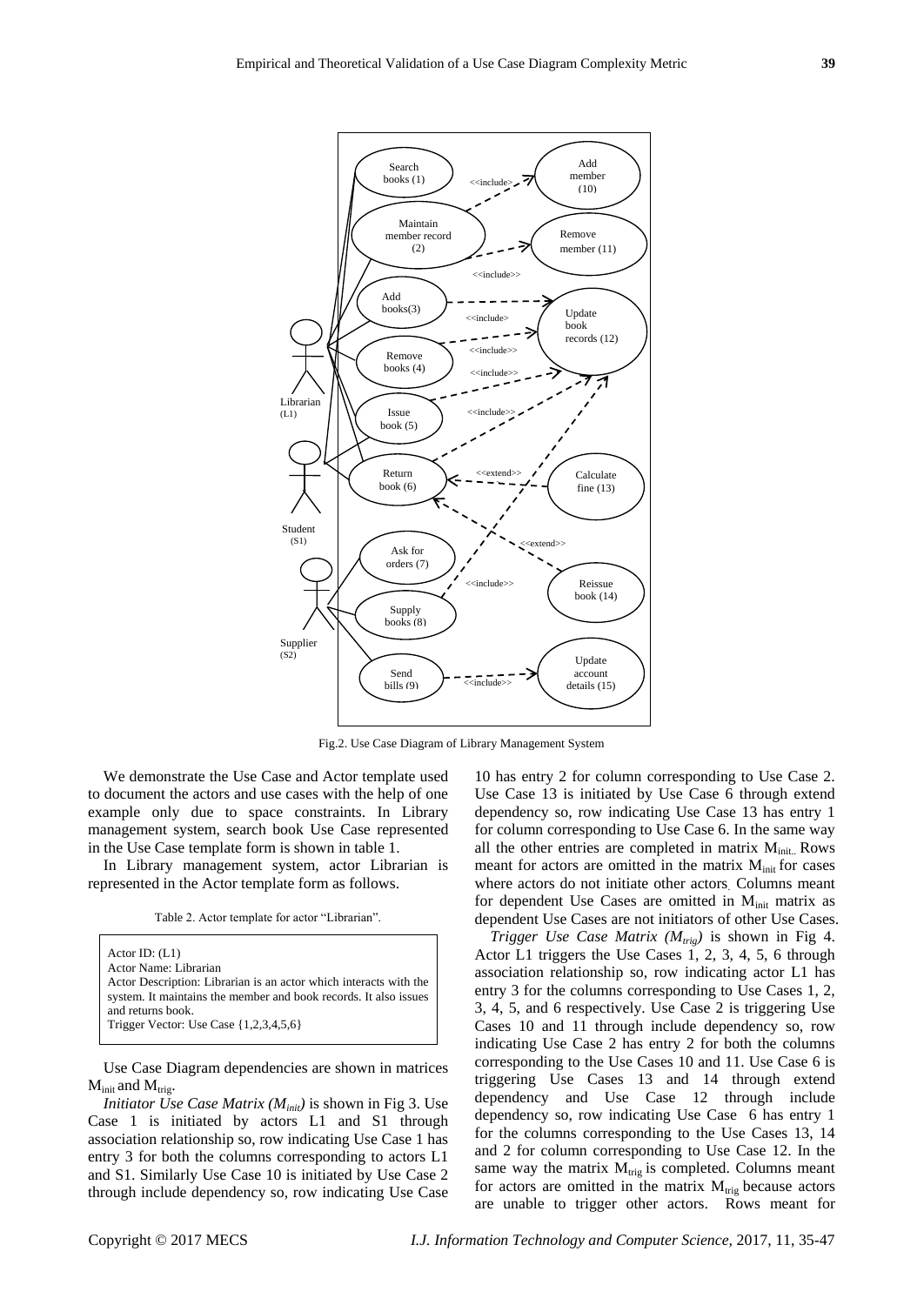Fig.2. Use Case Diagram of Library Management System

We demonstrate the Use Case and Actor template used to document the actors and use cases with the help of one example only due to space constraints. In Library management system, search book Use Case represented in the Use Case template form is shown in table 1.

In Library management system, actor Librarian is represented in the Actor template form as follows.

Table 2. Actor template for actor "Librarian".

| Actor ID: (L1)<br>Actor Name: Librarian<br>Actor Description: Librarian is an actor which interacts with the system. It maintains the member and book records. It also issues and returns book.<br>Trigger Vector: Use Case {1,2,3,4,5,6} |
|---|

Use Case Diagram dependencies are shown in matrices $M_{init}$ and $M_{trig}$.

*Initiator Use Case Matrix ($M_{init}$)* is shown in Fig 3. Use Case 1 is initiated by actors L1 and S1 through association relationship so, row indicating Use Case 1 has entry 3 for both the columns corresponding to actors L1 and S1. Similarly Use Case 10 is initiated by Use Case 2 through include dependency so, row indicating Use Case 10 has entry 2 for column corresponding to Use Case 2. Use Case 13 is initiated by Use Case 6 through extend dependency so, row indicating Use Case 13 has entry 1 for column corresponding to Use Case 6. In the same way all the other entries are completed in matrix $M_{init}$. Rows meant for actors are omitted in the matrix $M_{init}$ for cases where actors do not initiate other actors. Columns meant for dependent Use Cases are omitted in $M_{init}$ matrix as dependent Use Cases are not initiators of other Use Cases.

*Trigger Use Case Matrix ($M_{trig}$)* is shown in Fig 4. Actor L1 triggers the Use Cases 1, 2, 3, 4, 5, 6 through association relationship so, row indicating actor L1 has entry 3 for the columns corresponding to Use Cases 1, 2, 3, 4, 5, and 6 respectively. Use Case 2 is triggering Use Cases 10 and 11 through include dependency so, row indicating Use Case 2 has entry 2 for both the columns corresponding to the Use Cases 10 and 11. Use Case 6 is triggering Use Cases 13 and 14 through extend dependency and Use Case 12 through include dependency so, row indicating Use Case 6 has entry 1 for the columns corresponding to the Use Cases 13, 14 and 2 for column corresponding to Use Case 12. In the same way the matrix $M_{trig}$ is completed. Columns meant for actors are omitted in the matrix $M_{trig}$ because actors are unable to trigger other actors. Rows meant for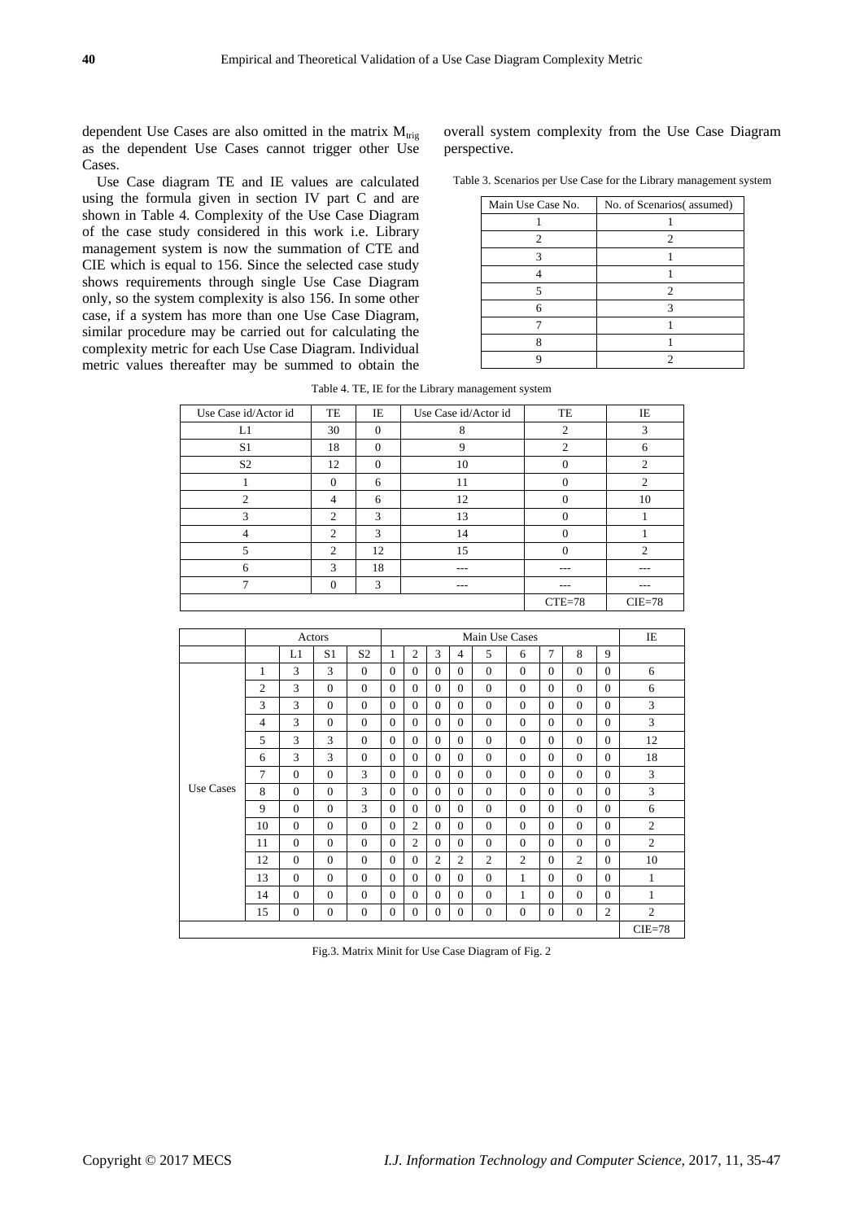dependent Use Cases are also omitted in the matrix $M_{trig}$ as the dependent Use Cases cannot trigger other Use Cases.

Use Case diagram TE and IE values are calculated using the formula given in section IV part C and are shown in Table 4. Complexity of the Use Case Diagram of the case study considered in this work i.e. Library management system is now the summation of CTE and CIE which is equal to 156. Since the selected case study shows requirements through single Use Case Diagram only, so the system complexity is also 156. In some other case, if a system has more than one Use Case Diagram, similar procedure may be carried out for calculating the complexity metric for each Use Case Diagram. Individual metric values thereafter may be summed to obtain the overall system complexity from the Use Case Diagram perspective.

Table 3. Scenarios per Use Case for the Library management system

| Main Use Case No. | No. of Scenarios( assumed) |
|---|---|
| 1 | 1 |
| 2 | 2 |
| 3 | 1 |
| 4 | 1 |
| 5 | 2 |
| 6 | 3 |
| 7 | 1 |
| 8 | 1 |
| 9 | 2 |

Table 4. TE, IE for the Library management system

| Use Case id/Actor id | TE | IE | Use Case id/Actor id | TE | IE |
|---|---|---|---|---|---|
| L1 | 30 | 0 | 8 | 2 | 3 |
| S1 | 18 | 0 | 9 | 2 | 6 |
| S2 | 12 | 0 | 10 | 0 | 2 |
| 1 | 0 | 6 | 11 | 0 | 2 |
| 2 | 4 | 6 | 12 | 0 | 10 |
| 3 | 2 | 3 | 13 | 0 | 1 |
| 4 | 2 | 3 | 14 | 0 | 1 |
| 5 | 2 | 12 | 15 | 0 | 2 |
| 6 | 3 | 18 | --- | --- | --- |
| 7 | 0 | 3 | --- | --- | --- |
| | | | | CTE=78 | CIE=78 |

| | | Actors | | | Main Use Cases | | | | | | | | | IE |
|---|---|---|---|---|---|---|---|---|---|---|---|---|---|---|
| | | L1 | S1 | S2 | 1 | 2 | 3 | 4 | 5 | 6 | 7 | 8 | 9 | |
| Use Cases | 1 | 3 | 3 | 0 | 0 | 0 | 0 | 0 | 0 | 0 | 0 | 0 | 0 | 6 |
| | 2 | 3 | 0 | 0 | 0 | 0 | 0 | 0 | 0 | 0 | 0 | 0 | 0 | 6 |
| | 3 | 3 | 0 | 0 | 0 | 0 | 0 | 0 | 0 | 0 | 0 | 0 | 0 | 3 |
| | 4 | 3 | 0 | 0 | 0 | 0 | 0 | 0 | 0 | 0 | 0 | 0 | 0 | 3 |
| | 5 | 3 | 3 | 0 | 0 | 0 | 0 | 0 | 0 | 0 | 0 | 0 | 0 | 12 |
| | 6 | 3 | 3 | 0 | 0 | 0 | 0 | 0 | 0 | 0 | 0 | 0 | 0 | 18 |
| | 7 | 0 | 0 | 3 | 0 | 0 | 0 | 0 | 0 | 0 | 0 | 0 | 0 | 3 |
| | 8 | 0 | 0 | 3 | 0 | 0 | 0 | 0 | 0 | 0 | 0 | 0 | 0 | 3 |
| | 9 | 0 | 0 | 3 | 0 | 0 | 0 | 0 | 0 | 0 | 0 | 0 | 0 | 6 |
| | 10 | 0 | 0 | 0 | 0 | 2 | 0 | 0 | 0 | 0 | 0 | 0 | 0 | 2 |
| | 11 | 0 | 0 | 0 | 0 | 2 | 0 | 0 | 0 | 0 | 0 | 0 | 0 | 2 |
| | 12 | 0 | 0 | 0 | 0 | 0 | 2 | 2 | 2 | 2 | 0 | 2 | 0 | 10 |
| | 13 | 0 | 0 | 0 | 0 | 0 | 0 | 0 | 0 | 1 | 0 | 0 | 0 | 1 |
| | 14 | 0 | 0 | 0 | 0 | 0 | 0 | 0 | 0 | 1 | 0 | 0 | 0 | 1 |
| | 15 | 0 | 0 | 0 | 0 | 0 | 0 | 0 | 0 | 0 | 0 | 0 | 2 | 2 |
| | | | | | | | | | | | | | | CIE=78 |

Fig.3. Matrix Minit for Use Case Diagram of Fig. 2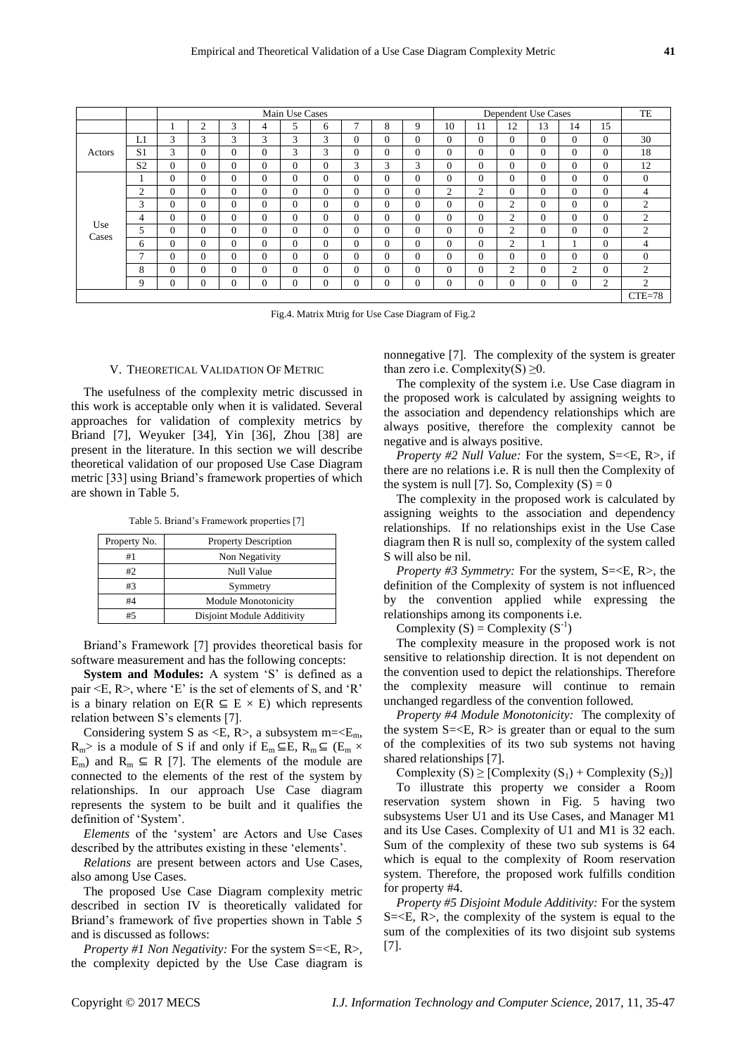|  |  | Main Use Cases | | | | | | | | | Dependent Use Cases | | | | | | TE |
|---|---|---|---|---|---|---|---|---|---|---|---|---|---|---|---|---|---|
|  |  | 1 | 2 | 3 | 4 | 5 | 6 | 7 | 8 | 9 | 10 | 11 | 12 | 13 | 14 | 15 |  |
| Actors | L1 | 3 | 3 | 3 | 3 | 3 | 3 | 0 | 0 | 0 | 0 | 0 | 0 | 0 | 0 | 0 | 30 |
|  | S1 | 3 | 0 | 0 | 0 | 3 | 3 | 0 | 0 | 0 | 0 | 0 | 0 | 0 | 0 | 0 | 18 |
|  | S2 | 0 | 0 | 0 | 0 | 0 | 0 | 3 | 3 | 3 | 0 | 0 | 0 | 0 | 0 | 0 | 12 |
| Use Cases | 1 | 0 | 0 | 0 | 0 | 0 | 0 | 0 | 0 | 0 | 0 | 0 | 0 | 0 | 0 | 0 | 0 |
|  | 2 | 0 | 0 | 0 | 0 | 0 | 0 | 0 | 0 | 0 | 2 | 2 | 0 | 0 | 0 | 0 | 4 |
|  | 3 | 0 | 0 | 0 | 0 | 0 | 0 | 0 | 0 | 0 | 0 | 0 | 2 | 0 | 0 | 0 | 2 |
|  | 4 | 0 | 0 | 0 | 0 | 0 | 0 | 0 | 0 | 0 | 0 | 0 | 2 | 0 | 0 | 0 | 2 |
|  | 5 | 0 | 0 | 0 | 0 | 0 | 0 | 0 | 0 | 0 | 0 | 0 | 2 | 0 | 0 | 0 | 2 |
|  | 6 | 0 | 0 | 0 | 0 | 0 | 0 | 0 | 0 | 0 | 0 | 0 | 2 | 1 | 1 | 0 | 4 |
|  | 7 | 0 | 0 | 0 | 0 | 0 | 0 | 0 | 0 | 0 | 0 | 0 | 0 | 0 | 0 | 0 | 0 |
|  | 8 | 0 | 0 | 0 | 0 | 0 | 0 | 0 | 0 | 0 | 0 | 0 | 2 | 0 | 2 | 0 | 2 |
|  | 9 | 0 | 0 | 0 | 0 | 0 | 0 | 0 | 0 | 0 | 0 | 0 | 0 | 0 | 0 | 2 | 2 |
|  |  |  |  |  |  |  |  |  |  |  |  |  |  |  |  |  | CTE=78 |

Fig.4. Matrix Mtrig for Use Case Diagram of Fig.2

## V. Theoretical Validation Of Metric

The usefulness of the complexity metric discussed in this work is acceptable only when it is validated. Several approaches for validation of complexity metrics by Briand [7], Weyuker [34], Yin [36], Zhou [38] are present in the literature. In this section we will describe theoretical validation of our proposed Use Case Diagram metric [33] using Briand's framework properties of which are shown in Table 5.

Table 5. Briand's Framework properties [7]

| Property No. | Property Description |
|---|---|
| #1 | Non Negativity |
| #2 | Null Value |
| #3 | Symmetry |
| #4 | Module Monotonicity |
| #5 | Disjoint Module Additivity |

Briand's Framework [7] provides theoretical basis for software measurement and has the following concepts:

**System and Modules:** A system 'S' is defined as a pair <E, R>, where 'E' is the set of elements of S, and 'R' is a binary relation on E($R \subseteq E \times E$) which represents relation between S's elements [7].

Considering system S as <E, R>, a subsystem m=<$E_m$, $R_m$> is a module of S if and only if $E_m \subseteq E$, $R_m \subseteq (E_m \times E_m)$ and $R_m \subseteq R$ [7]. The elements of the module are connected to the elements of the rest of the system by relationships. In our approach Use Case diagram represents the system to be built and it qualifies the definition of 'System'.

*Elements* of the 'system' are Actors and Use Cases described by the attributes existing in these 'elements'.

*Relations* are present between actors and Use Cases, also among Use Cases.

The proposed Use Case Diagram complexity metric described in section IV is theoretically validated for Briand's framework of five properties shown in Table 5 and is discussed as follows:

*Property #1 Non Negativity:* For the system S=<E, R>, the complexity depicted by the Use Case diagram is nonnegative [7]. The complexity of the system is greater than zero i.e. Complexity(S) $\geq 0$.

The complexity of the system i.e. Use Case diagram in the proposed work is calculated by assigning weights to the association and dependency relationships which are always positive, therefore the complexity cannot be negative and is always positive.

*Property #2 Null Value:* For the system, S=<E, R>, if there are no relations i.e. R is null then the Complexity of the system is null [7]. So, Complexity (S) = 0

The complexity in the proposed work is calculated by assigning weights to the association and dependency relationships. If no relationships exist in the Use Case diagram then R is null so, complexity of the system called S will also be nil.

*Property #3 Symmetry:* For the system, S=<E, R>, the definition of the Complexity of system is not influenced by the convention applied while expressing the relationships among its components i.e.

Complexity (S) = Complexity ($S^{-1}$)

The complexity measure in the proposed work is not sensitive to relationship direction. It is not dependent on the convention used to depict the relationships. Therefore the complexity measure will continue to remain unchanged regardless of the convention followed.

*Property #4 Module Monotonicity:* The complexity of the system S=<E, R> is greater than or equal to the sum of the complexities of its two sub systems not having shared relationships [7].

Complexity (S) $\geq$ [Complexity ($S_1$) + Complexity ($S_2$)]

To illustrate this property we consider a Room reservation system shown in Fig. 5 having two subsystems User U1 and its Use Cases, and Manager M1 and its Use Cases. Complexity of U1 and M1 is 32 each. Sum of the complexity of these two sub systems is 64 which is equal to the complexity of Room reservation system. Therefore, the proposed work fulfills condition for property #4.

*Property #5 Disjoint Module Additivity:* For the system S=<E, R>, the complexity of the system is equal to the sum of the complexities of its two disjoint sub systems [7].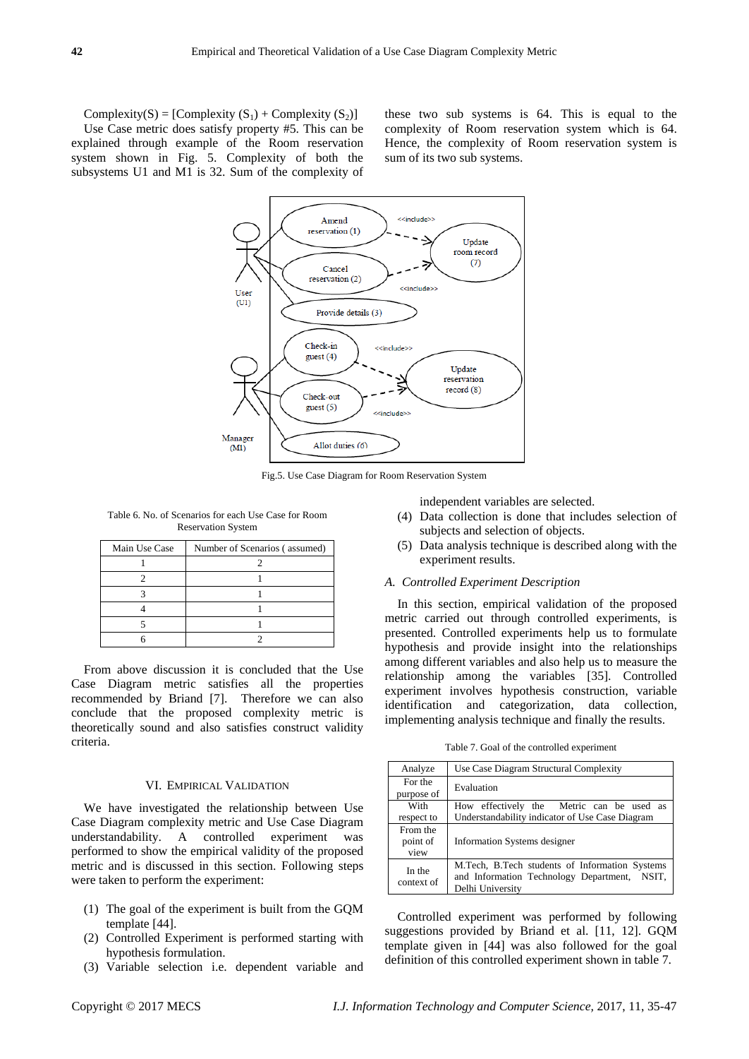Complexity(S) = [Complexity ($S_1$) + Complexity ($S_2$)]

Use Case metric does satisfy property #5. This can be explained through example of the Room reservation system shown in Fig. 5. Complexity of both the subsystems U1 and M1 is 32. Sum of the complexity of these two sub systems is 64. This is equal to the complexity of Room reservation system which is 64. Hence, the complexity of Room reservation system is sum of its two sub systems.

Fig.5. Use Case Diagram for Room Reservation System

Table 6. No. of Scenarios for each Use Case for Room Reservation System

| Main Use Case | Number of Scenarios ( assumed) |
|---|---|
| 1 | 2 |
| 2 | 1 |
| 3 | 1 |
| 4 | 1 |
| 5 | 1 |
| 6 | 2 |

From above discussion it is concluded that the Use Case Diagram metric satisfies all the properties recommended by Briand [7]. Therefore we can also conclude that the proposed complexity metric is theoretically sound and also satisfies construct validity criteria.

## VI. Empirical Validation

We have investigated the relationship between Use Case Diagram complexity metric and Use Case Diagram understandability. A controlled experiment was performed to show the empirical validity of the proposed metric and is discussed in this section. Following steps were taken to perform the experiment:

(1) The goal of the experiment is built from the GQM template [44].
(2) Controlled Experiment is performed starting with hypothesis formulation.
(3) Variable selection i.e. dependent variable and independent variables are selected.
(4) Data collection is done that includes selection of subjects and selection of objects.
(5) Data analysis technique is described along with the experiment results.

### *A. Controlled Experiment Description*

In this section, empirical validation of the proposed metric carried out through controlled experiments, is presented. Controlled experiments help us to formulate hypothesis and provide insight into the relationships among different variables and also help us to measure the relationship among the variables [35]. Controlled experiment involves hypothesis construction, variable identification and categorization, data collection, implementing analysis technique and finally the results.

Table 7. Goal of the controlled experiment

| | |
|---|---|
| Analyze | Use Case Diagram Structural Complexity |
| For the purpose of | Evaluation |
| With respect to | How effectively the Metric can be used as Understandability indicator of Use Case Diagram |
| From the point of view | Information Systems designer |
| In the context of | M.Tech, B.Tech students of Information Systems and Information Technology Department, NSIT, Delhi University |

Controlled experiment was performed by following suggestions provided by Briand et al. [11, 12]. GQM template given in [44] was also followed for the goal definition of this controlled experiment shown in table 7.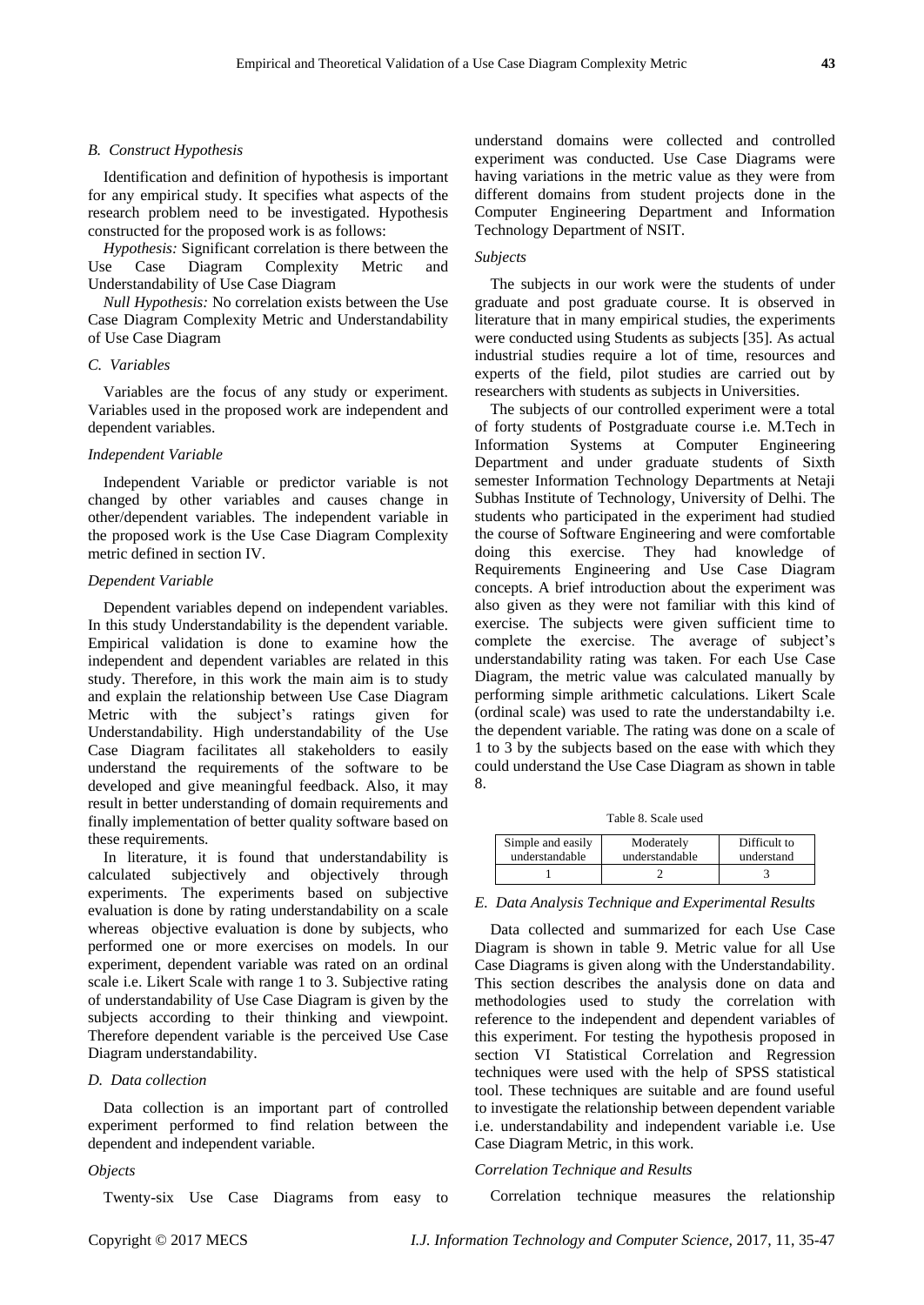### B. Construct Hypothesis

Identification and definition of hypothesis is important for any empirical study. It specifies what aspects of the research problem need to be investigated. Hypothesis constructed for the proposed work is as follows:

*Hypothesis:* Significant correlation is there between the Use Case Diagram Complexity Metric and Understandability of Use Case Diagram

*Null Hypothesis:* No correlation exists between the Use Case Diagram Complexity Metric and Understandability of Use Case Diagram

### C. Variables

Variables are the focus of any study or experiment. Variables used in the proposed work are independent and dependent variables.

*Independent Variable*

Independent Variable or predictor variable is not changed by other variables and causes change in other/dependent variables. The independent variable in the proposed work is the Use Case Diagram Complexity metric defined in section IV.

*Dependent Variable*

Dependent variables depend on independent variables. In this study Understandability is the dependent variable. Empirical validation is done to examine how the independent and dependent variables are related in this study. Therefore, in this work the main aim is to study and explain the relationship between Use Case Diagram Metric with the subject's ratings given for Understandability. High understandability of the Use Case Diagram facilitates all stakeholders to easily understand the requirements of the software to be developed and give meaningful feedback. Also, it may result in better understanding of domain requirements and finally implementation of better quality software based on these requirements.

In literature, it is found that understandability is calculated subjectively and objectively through experiments. The experiments based on subjective evaluation is done by rating understandability on a scale whereas objective evaluation is done by subjects, who performed one or more exercises on models. In our experiment, dependent variable was rated on an ordinal scale i.e. Likert Scale with range 1 to 3. Subjective rating of understandability of Use Case Diagram is given by the subjects according to their thinking and viewpoint. Therefore dependent variable is the perceived Use Case Diagram understandability.

### D. Data collection

Data collection is an important part of controlled experiment performed to find relation between the dependent and independent variable.

*Objects*

Twenty-six Use Case Diagrams from easy to understand domains were collected and controlled experiment was conducted. Use Case Diagrams were having variations in the metric value as they were from different domains from student projects done in the Computer Engineering Department and Information Technology Department of NSIT.

*Subjects*

The subjects in our work were the students of under graduate and post graduate course. It is observed in literature that in many empirical studies, the experiments were conducted using Students as subjects [35]. As actual industrial studies require a lot of time, resources and experts of the field, pilot studies are carried out by researchers with students as subjects in Universities.

The subjects of our controlled experiment were a total of forty students of Postgraduate course i.e. M.Tech in Information Systems at Computer Engineering Department and under graduate students of Sixth semester Information Technology Departments at Netaji Subhas Institute of Technology, University of Delhi. The students who participated in the experiment had studied the course of Software Engineering and were comfortable doing this exercise. They had knowledge of Requirements Engineering and Use Case Diagram concepts. A brief introduction about the experiment was also given as they were not familiar with this kind of exercise. The subjects were given sufficient time to complete the exercise. The average of subject's understandability rating was taken. For each Use Case Diagram, the metric value was calculated manually by performing simple arithmetic calculations. Likert Scale (ordinal scale) was used to rate the understandabilty i.e. the dependent variable. The rating was done on a scale of 1 to 3 by the subjects based on the ease with which they could understand the Use Case Diagram as shown in table 8.

Table 8. Scale used

| Simple and easily understandable | Moderately understandable | Difficult to understand |
|---|---|---|
| 1 | 2 | 3 |

### E. Data Analysis Technique and Experimental Results

Data collected and summarized for each Use Case Diagram is shown in table 9. Metric value for all Use Case Diagrams is given along with the Understandability. This section describes the analysis done on data and methodologies used to study the correlation with reference to the independent and dependent variables of this experiment. For testing the hypothesis proposed in section VI Statistical Correlation and Regression techniques were used with the help of SPSS statistical tool. These techniques are suitable and are found useful to investigate the relationship between dependent variable i.e. understandability and independent variable i.e. Use Case Diagram Metric, in this work.

*Correlation Technique and Results*

Correlation technique measures the relationship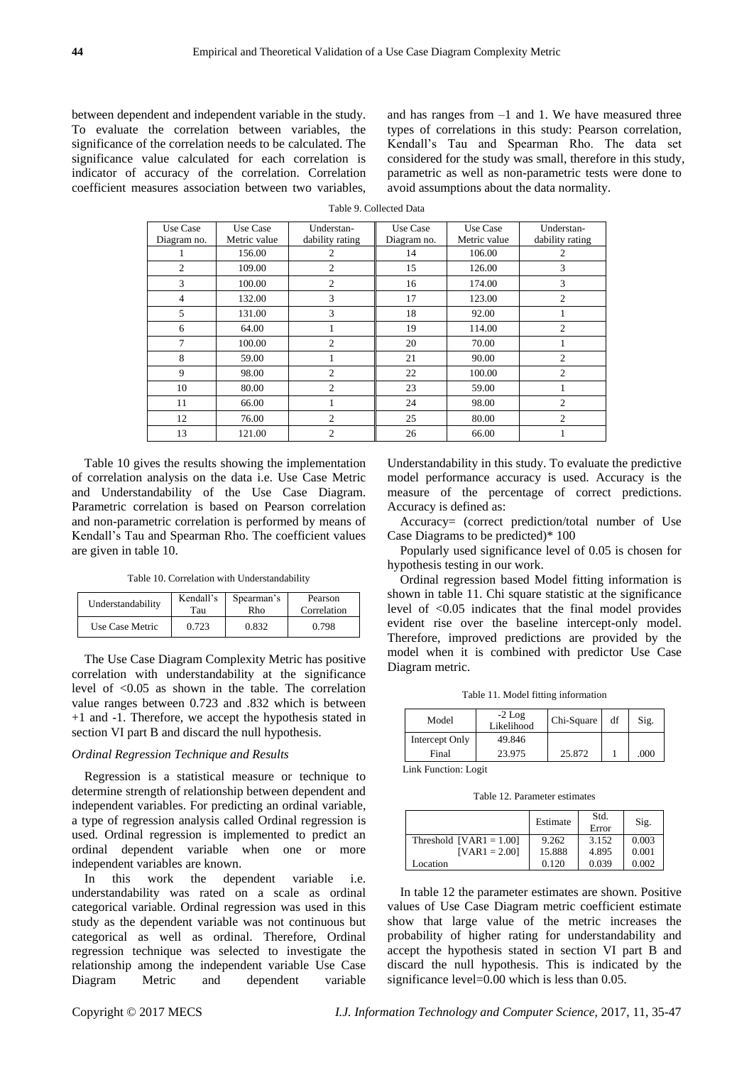between dependent and independent variable in the study. To evaluate the correlation between variables, the significance of the correlation needs to be calculated. The significance value calculated for each correlation is indicator of accuracy of the correlation. Correlation coefficient measures association between two variables, and has ranges from –1 and 1. We have measured three types of correlations in this study: Pearson correlation, Kendall's Tau and Spearman Rho. The data set considered for the study was small, therefore in this study, parametric as well as non-parametric tests were done to avoid assumptions about the data normality.

Table 9. Collected Data

| Use Case Diagram no. | Use Case Metric value | Understan-dability rating | Use Case Diagram no. | Use Case Metric value | Understan-dability rating |
|---|---|---|---|---|---|
| 1 | 156.00 | 2 | 14 | 106.00 | 2 |
| 2 | 109.00 | 2 | 15 | 126.00 | 3 |
| 3 | 100.00 | 2 | 16 | 174.00 | 3 |
| 4 | 132.00 | 3 | 17 | 123.00 | 2 |
| 5 | 131.00 | 3 | 18 | 92.00 | 1 |
| 6 | 64.00 | 1 | 19 | 114.00 | 2 |
| 7 | 100.00 | 2 | 20 | 70.00 | 1 |
| 8 | 59.00 | 1 | 21 | 90.00 | 2 |
| 9 | 98.00 | 2 | 22 | 100.00 | 2 |
| 10 | 80.00 | 2 | 23 | 59.00 | 1 |
| 11 | 66.00 | 1 | 24 | 98.00 | 2 |
| 12 | 76.00 | 2 | 25 | 80.00 | 2 |
| 13 | 121.00 | 2 | 26 | 66.00 | 1 |

Table 10 gives the results showing the implementation of correlation analysis on the data i.e. Use Case Metric and Understandability of the Use Case Diagram. Parametric correlation is based on Pearson correlation and non-parametric correlation is performed by means of Kendall's Tau and Spearman Rho. The coefficient values are given in table 10.

Table 10. Correlation with Understandability

| Understandability | Kendall's Tau | Spearman's Rho | Pearson Correlation |
|---|---|---|---|
| Use Case Metric | 0.723 | 0.832 | 0.798 |

The Use Case Diagram Complexity Metric has positive correlation with understandability at the significance level of <0.05 as shown in the table. The correlation value ranges between 0.723 and .832 which is between +1 and -1. Therefore, we accept the hypothesis stated in section VI part B and discard the null hypothesis.

*Ordinal Regression Technique and Results*

Regression is a statistical measure or technique to determine strength of relationship between dependent and independent variables. For predicting an ordinal variable, a type of regression analysis called Ordinal regression is used. Ordinal regression is implemented to predict an ordinal dependent variable when one or more independent variables are known.

In this work the dependent variable i.e. understandability was rated on a scale as ordinal categorical variable. Ordinal regression was used in this study as the dependent variable was not continuous but categorical as well as ordinal. Therefore, Ordinal regression technique was selected to investigate the relationship among the independent variable Use Case Diagram Metric and dependent variable Understandability in this study. To evaluate the predictive model performance accuracy is used. Accuracy is the measure of the percentage of correct predictions. Accuracy is defined as:

Accuracy= (correct prediction/total number of Use Case Diagrams to be predicted)* 100

Popularly used significance level of 0.05 is chosen for hypothesis testing in our work.

Ordinal regression based Model fitting information is shown in table 11. Chi square statistic at the significance level of <0.05 indicates that the final model provides evident rise over the baseline intercept-only model. Therefore, improved predictions are provided by the model when it is combined with predictor Use Case Diagram metric.

Table 11. Model fitting information

| Model | -2 Log Likelihood | Chi-Square | df | Sig. |
|---|---|---|---|---|
| Intercept Only | 49.846 | | | |
| Final | 23.975 | 25.872 | 1 | .000 |

Link Function: Logit

Table 12. Parameter estimates

| | Estimate | Std. Error | Sig. |
|---|---|---|---|
| Threshold [VAR1 = 1.00] | 9.262 | 3.152 | 0.003 |
| [VAR1 = 2.00] | 15.888 | 4.895 | 0.001 |
| Location | 0.120 | 0.039 | 0.002 |

In table 12 the parameter estimates are shown. Positive values of Use Case Diagram metric coefficient estimate show that large value of the metric increases the probability of higher rating for understandability and accept the hypothesis stated in section VI part B and discard the null hypothesis. This is indicated by the significance level=0.00 which is less than 0.05.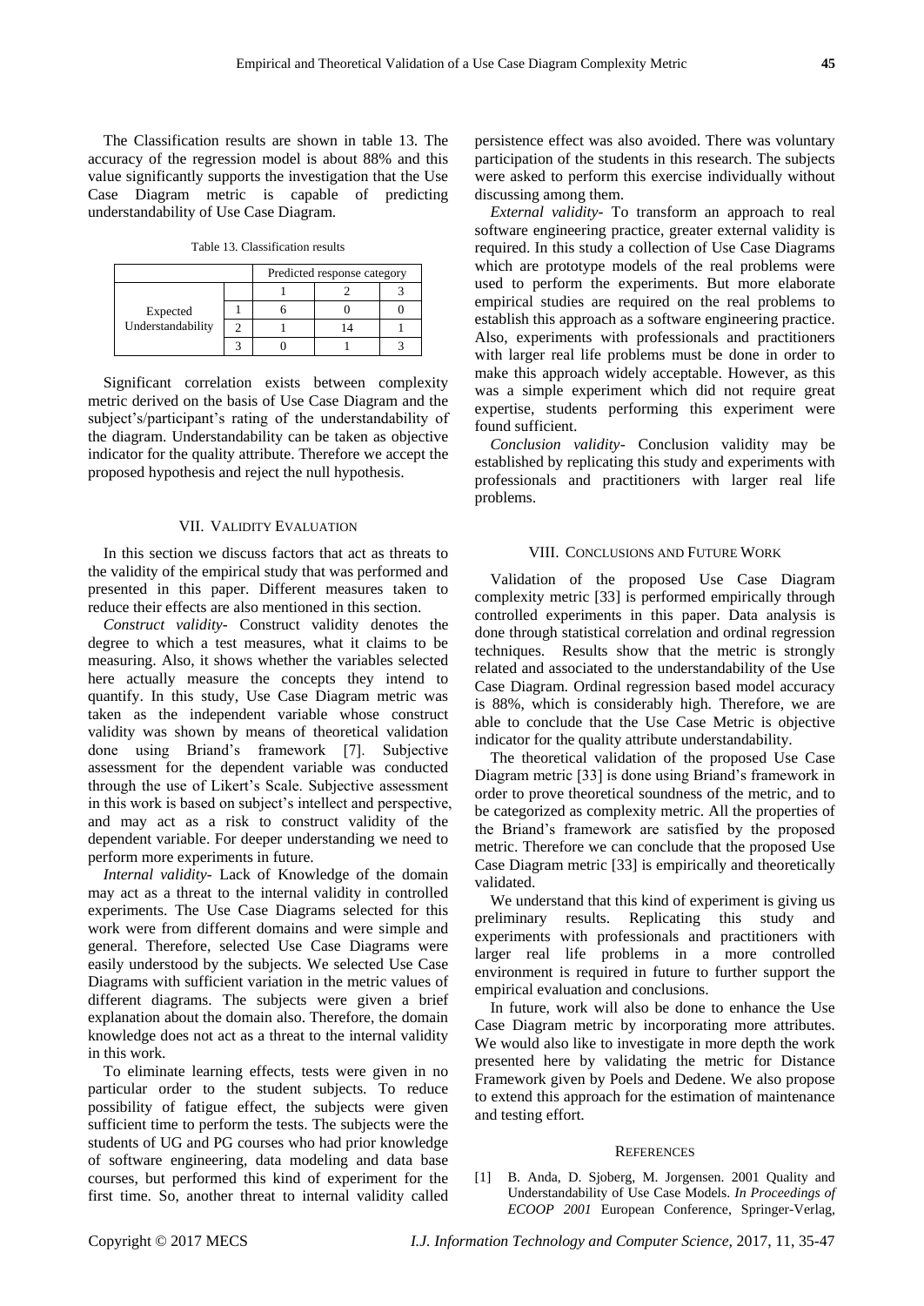The Classification results are shown in table 13. The accuracy of the regression model is about 88% and this value significantly supports the investigation that the Use Case Diagram metric is capable of predicting understandability of Use Case Diagram.

Table 13. Classification results

| | | Predicted response category | | |
|---|---|---|---|---|
| | | 1 | 2 | 3 |
| Expected Understandability | 1 | 6 | 0 | 0 |
| | 2 | 1 | 14 | 1 |
| | 3 | 0 | 1 | 3 |

Significant correlation exists between complexity metric derived on the basis of Use Case Diagram and the subject's/participant's rating of the understandability of the diagram. Understandability can be taken as objective indicator for the quality attribute. Therefore we accept the proposed hypothesis and reject the null hypothesis.

## VII. Validity Evaluation

In this section we discuss factors that act as threats to the validity of the empirical study that was performed and presented in this paper. Different measures taken to reduce their effects are also mentioned in this section.

*Construct validity-* Construct validity denotes the degree to which a test measures, what it claims to be measuring. Also, it shows whether the variables selected here actually measure the concepts they intend to quantify. In this study, Use Case Diagram metric was taken as the independent variable whose construct validity was shown by means of theoretical validation done using Briand's framework [7]. Subjective assessment for the dependent variable was conducted through the use of Likert's Scale. Subjective assessment in this work is based on subject's intellect and perspective, and may act as a risk to construct validity of the dependent variable. For deeper understanding we need to perform more experiments in future.

*Internal validity-* Lack of Knowledge of the domain may act as a threat to the internal validity in controlled experiments. The Use Case Diagrams selected for this work were from different domains and were simple and general. Therefore, selected Use Case Diagrams were easily understood by the subjects. We selected Use Case Diagrams with sufficient variation in the metric values of different diagrams. The subjects were given a brief explanation about the domain also. Therefore, the domain knowledge does not act as a threat to the internal validity in this work.

To eliminate learning effects, tests were given in no particular order to the student subjects. To reduce possibility of fatigue effect, the subjects were given sufficient time to perform the tests. The subjects were the students of UG and PG courses who had prior knowledge of software engineering, data modeling and data base courses, but performed this kind of experiment for the first time. So, another threat to internal validity called persistence effect was also avoided. There was voluntary participation of the students in this research. The subjects were asked to perform this exercise individually without discussing among them.

*External validity-* To transform an approach to real software engineering practice, greater external validity is required. In this study a collection of Use Case Diagrams which are prototype models of the real problems were used to perform the experiments. But more elaborate empirical studies are required on the real problems to establish this approach as a software engineering practice. Also, experiments with professionals and practitioners with larger real life problems must be done in order to make this approach widely acceptable. However, as this was a simple experiment which did not require great expertise, students performing this experiment were found sufficient.

*Conclusion validity-* Conclusion validity may be established by replicating this study and experiments with professionals and practitioners with larger real life problems.

## VIII. Conclusions and Future Work

Validation of the proposed Use Case Diagram complexity metric [33] is performed empirically through controlled experiments in this paper. Data analysis is done through statistical correlation and ordinal regression techniques. Results show that the metric is strongly related and associated to the understandability of the Use Case Diagram. Ordinal regression based model accuracy is 88%, which is considerably high. Therefore, we are able to conclude that the Use Case Metric is objective indicator for the quality attribute understandability.

The theoretical validation of the proposed Use Case Diagram metric [33] is done using Briand's framework in order to prove theoretical soundness of the metric, and to be categorized as complexity metric. All the properties of the Briand's framework are satisfied by the proposed metric. Therefore we can conclude that the proposed Use Case Diagram metric [33] is empirically and theoretically validated.

We understand that this kind of experiment is giving us preliminary results. Replicating this study and experiments with professionals and practitioners with larger real life problems in a more controlled environment is required in future to further support the empirical evaluation and conclusions.

In future, work will also be done to enhance the Use Case Diagram metric by incorporating more attributes. We would also like to investigate in more depth the work presented here by validating the metric for Distance Framework given by Poels and Dedene. We also propose to extend this approach for the estimation of maintenance and testing effort.

## References

[1] B. Anda, D. Sjoberg, M. Jorgensen. 2001 Quality and Understandability of Use Case Models. *In Proceedings of ECOOP 2001* European Conference, Springer-Verlag,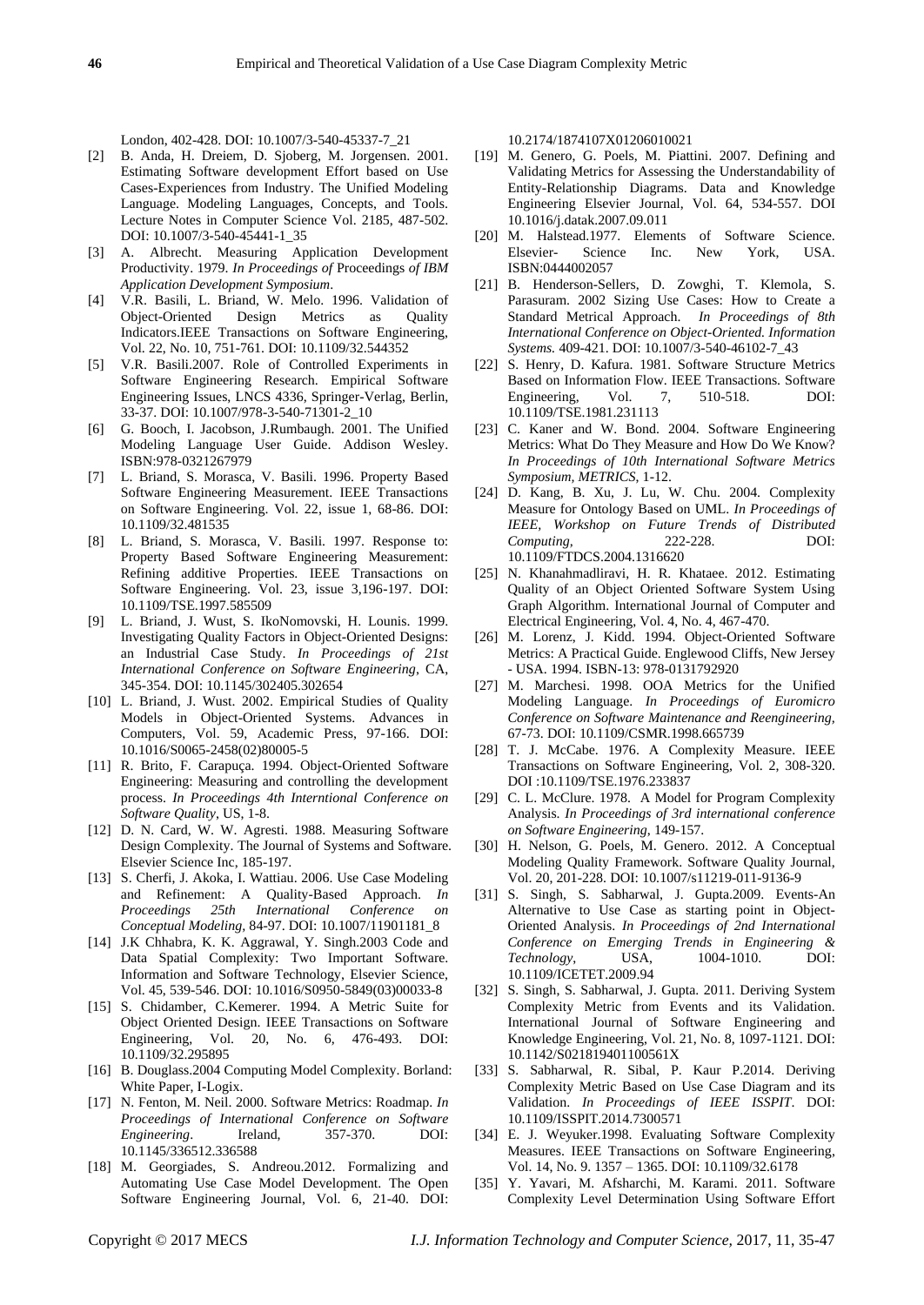London, 402-428. DOI: 10.1007/3-540-45337-7_21

[2] B. Anda, H. Dreiem, D. Sjoberg, M. Jorgensen. 2001. Estimating Software development Effort based on Use Cases-Experiences from Industry. The Unified Modeling Language. Modeling Languages, Concepts, and Tools. Lecture Notes in Computer Science Vol. 2185, 487-502. DOI: 10.1007/3-540-45441-1_35

[3] A. Albrecht. Measuring Application Development Productivity. 1979. *In Proceedings of* Proceedings *of IBM Application Development Symposium*.

[4] V.R. Basili, L. Briand, W. Melo. 1996. Validation of Object-Oriented Design Metrics as Quality Indicators.IEEE Transactions on Software Engineering, Vol. 22, No. 10, 751-761. DOI: 10.1109/32.544352

[5] V.R. Basili.2007. Role of Controlled Experiments in Software Engineering Research. Empirical Software Engineering Issues, LNCS 4336, Springer-Verlag, Berlin, 33-37. DOI: 10.1007/978-3-540-71301-2_10

[6] G. Booch, I. Jacobson, J.Rumbaugh. 2001. The Unified Modeling Language User Guide. Addison Wesley. ISBN:978-0321267979

[7] L. Briand, S. Morasca, V. Basili. 1996. Property Based Software Engineering Measurement. IEEE Transactions on Software Engineering. Vol. 22, issue 1, 68-86. DOI: 10.1109/32.481535

[8] L. Briand, S. Morasca, V. Basili. 1997. Response to: Property Based Software Engineering Measurement: Refining additive Properties. IEEE Transactions on Software Engineering. Vol. 23, issue 3,196-197. DOI: 10.1109/TSE.1997.585509

[9] L. Briand, J. Wust, S. IkoNomovski, H. Lounis. 1999. Investigating Quality Factors in Object-Oriented Designs: an Industrial Case Study. *In Proceedings of 21st International Conference on Software Engineering*, CA, 345-354. DOI: 10.1145/302405.302654

[10] L. Briand, J. Wust. 2002. Empirical Studies of Quality Models in Object-Oriented Systems. Advances in Computers, Vol. 59, Academic Press, 97-166. DOI: 10.1016/S0065-2458(02)80005-5

[11] R. Brito, F. Carapuça. 1994. Object-Oriented Software Engineering: Measuring and controlling the development process. *In Proceedings 4th Interntional Conference on Software Quality*, US, 1-8.

[12] D. N. Card, W. W. Agresti. 1988. Measuring Software Design Complexity. The Journal of Systems and Software. Elsevier Science Inc, 185-197.

[13] S. Cherfi, J. Akoka, I. Wattiau. 2006. Use Case Modeling and Refinement: A Quality-Based Approach. *In Proceedings 25th International Conference on Conceptual Modeling*, 84-97. DOI: 10.1007/11901181_8

[14] J.K Chhabra, K. K. Aggrawal, Y. Singh.2003 Code and Data Spatial Complexity: Two Important Software. Information and Software Technology, Elsevier Science, Vol. 45, 539-546. DOI: 10.1016/S0950-5849(03)00033-8

[15] S. Chidamber, C.Kemerer. 1994. A Metric Suite for Object Oriented Design. IEEE Transactions on Software Engineering, Vol. 20, No. 6, 476-493. DOI: 10.1109/32.295895

[16] B. Douglass.2004 Computing Model Complexity. Borland: White Paper, I-Logix.

[17] N. Fenton, M. Neil. 2000. Software Metrics: Roadmap. *In Proceedings of International Conference on Software Engineering*. Ireland, 357-370. DOI: 10.1145/336512.336588

[18] M. Georgiades, S. Andreou.2012. Formalizing and Automating Use Case Model Development. The Open Software Engineering Journal, Vol. 6, 21-40. DOI: 10.2174/1874107X01206010021

[19] M. Genero, G. Poels, M. Piattini. 2007. Defining and Validating Metrics for Assessing the Understandability of Entity-Relationship Diagrams. Data and Knowledge Engineering Elsevier Journal, Vol. 64, 534-557. DOI 10.1016/j.datak.2007.09.011

[20] M. Halstead.1977. Elements of Software Science. Elsevier- Science Inc. New York, USA. ISBN:0444002057

[21] B. Henderson-Sellers, D. Zowghi, T. Klemola, S. Parasuram. 2002 Sizing Use Cases: How to Create a Standard Metrical Approach. *In Proceedings of 8th International Conference on Object-Oriented. Information Systems.* 409-421. DOI: 10.1007/3-540-46102-7_43

[22] S. Henry, D. Kafura. 1981. Software Structure Metrics Based on Information Flow. IEEE Transactions. Software Engineering, Vol. 7, 510-518. DOI: 10.1109/TSE.1981.231113

[23] C. Kaner and W. Bond. 2004. Software Engineering Metrics: What Do They Measure and How Do We Know? *In Proceedings of 10th International Software Metrics Symposium, METRICS*, 1-12.

[24] D. Kang, B. Xu, J. Lu, W. Chu. 2004. Complexity Measure for Ontology Based on UML. *In Proceedings of IEEE, Workshop on Future Trends of Distributed Computing*, 222-228. DOI: 10.1109/FTDCS.2004.1316620

[25] N. Khanahmadliravi, H. R. Khataee. 2012. Estimating Quality of an Object Oriented Software System Using Graph Algorithm. International Journal of Computer and Electrical Engineering, Vol. 4, No. 4, 467-470.

[26] M. Lorenz, J. Kidd. 1994. Object-Oriented Software Metrics: A Practical Guide. Englewood Cliffs, New Jersey - USA. 1994. ISBN-13: 978-0131792920

[27] M. Marchesi. 1998. OOA Metrics for the Unified Modeling Language. *In Proceedings of Euromicro Conference on Software Maintenance and Reengineering*, 67-73. DOI: 10.1109/CSMR.1998.665739

[28] T. J. McCabe. 1976. A Complexity Measure. IEEE Transactions on Software Engineering, Vol. 2, 308-320. DOI :10.1109/TSE.1976.233837

[29] C. L. McClure. 1978. A Model for Program Complexity Analysis. *In Proceedings of 3rd international conference on Software Engineering*, 149-157.

[30] H. Nelson, G. Poels, M. Genero. 2012. A Conceptual Modeling Quality Framework. Software Quality Journal, Vol. 20, 201-228. DOI: 10.1007/s11219-011-9136-9

[31] S. Singh, S. Sabharwal, J. Gupta.2009. Events-An Alternative to Use Case as starting point in Object-Oriented Analysis. *In Proceedings of 2nd International Conference on Emerging Trends in Engineering & Technology*, USA, 1004-1010. DOI: 10.1109/ICETET.2009.94

[32] S. Singh, S. Sabharwal, J. Gupta. 2011. Deriving System Complexity Metric from Events and its Validation. International Journal of Software Engineering and Knowledge Engineering, Vol. 21, No. 8, 1097-1121. DOI: 10.1142/S021819401100561X

[33] S. Sabharwal, R. Sibal, P. Kaur P.2014. Deriving Complexity Metric Based on Use Case Diagram and its Validation. *In Proceedings of IEEE ISSPIT*. DOI: 10.1109/ISSPIT.2014.7300571

[34] E. J. Weyuker.1998. Evaluating Software Complexity Measures. IEEE Transactions on Software Engineering, Vol. 14, No. 9. 1357 – 1365. DOI: 10.1109/32.6178

[35] Y. Yavari, M. Afsharchi, M. Karami. 2011. Software Complexity Level Determination Using Software Effort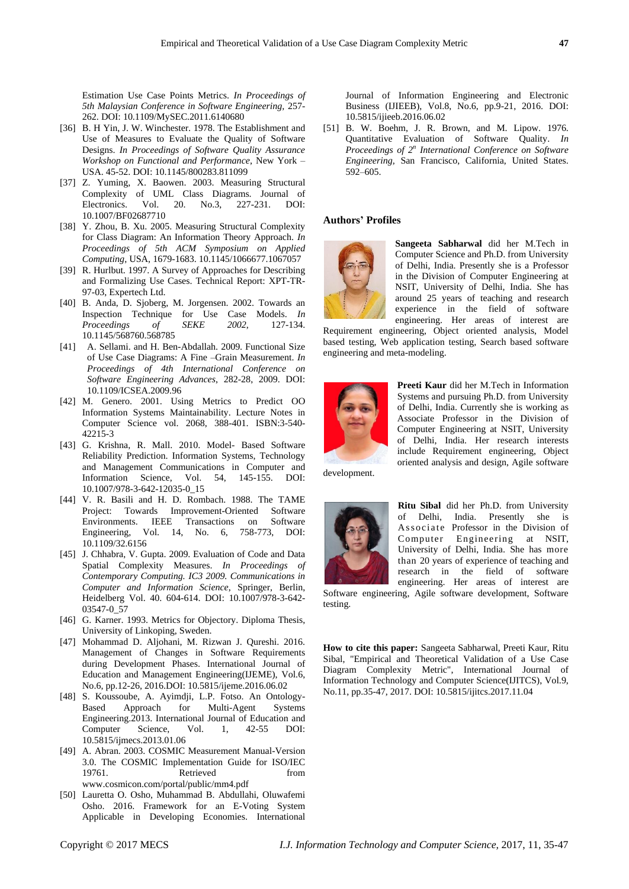Estimation Use Case Points Metrics. *In Proceedings of 5th Malaysian Conference in Software Engineering*, 257-262. DOI: 10.1109/MySEC.2011.6140680

[36] B. H Yin, J. W. Winchester. 1978. The Establishment and Use of Measures to Evaluate the Quality of Software Designs. *In Proceedings of Software Quality Assurance Workshop on Functional and Performance*, New York – USA. 45-52. DOI: 10.1145/800283.811099

[37] Z. Yuming, X. Baowen. 2003. Measuring Structural Complexity of UML Class Diagrams. Journal of Electronics. Vol. 20. No.3, 227-231. DOI: 10.1007/BF02687710

[38] Y. Zhou, B. Xu. 2005. Measuring Structural Complexity for Class Diagram: An Information Theory Approach. *In Proceedings of 5th ACM Symposium on Applied Computing*, USA, 1679-1683. 10.1145/1066677.1067057

[39] R. Hurlbut. 1997. A Survey of Approaches for Describing and Formalizing Use Cases. Technical Report: XPT-TR-97-03, Expertech Ltd.

[40] B. Anda, D. Sjoberg, M. Jorgensen. 2002. Towards an Inspection Technique for Use Case Models. *In Proceedings of SEKE 2002*, 127-134. 10.1145/568760.568785

[41] A. Sellami. and H. Ben-Abdallah. 2009. Functional Size of Use Case Diagrams: A Fine –Grain Measurement. *In Proceedings of 4th International Conference on Software Engineering Advances*, 282-28, 2009. DOI: 10.1109/ICSEA.2009.96

[42] M. Genero. 2001. Using Metrics to Predict OO Information Systems Maintainability. Lecture Notes in Computer Science vol. 2068, 388-401. ISBN:3-540-42215-3

[43] G. Krishna, R. Mall. 2010. Model- Based Software Reliability Prediction. Information Systems, Technology and Management Communications in Computer and Information Science, Vol. 54, 145-155. DOI: 10.1007/978-3-642-12035-0_15

[44] V. R. Basili and H. D. Rombach. 1988. The TAME Project: Towards Improvement-Oriented Software Environments. IEEE Transactions on Software Engineering, Vol. 14, No. 6, 758-773, DOI: 10.1109/32.6156

[45] J. Chhabra, V. Gupta. 2009. Evaluation of Code and Data Spatial Complexity Measures. *In Proceedings of Contemporary Computing. IC3 2009. Communications in Computer and Information Science*, Springer, Berlin, Heidelberg Vol. 40. 604-614. DOI: 10.1007/978-3-642-03547-0_57

[46] G. Karner. 1993. Metrics for Objectory. Diploma Thesis, University of Linkoping, Sweden.

[47] Mohammad D. Aljohani, M. Rizwan J. Qureshi. 2016. Management of Changes in Software Requirements during Development Phases. International Journal of Education and Management Engineering(IJEME), Vol.6, No.6, pp.12-26, 2016.DOI: 10.5815/ijeme.2016.06.02

[48] S. Koussoube, A. Ayimdji, L.P. Fotso. An Ontology-Based Approach for Multi-Agent Systems Engineering.2013. International Journal of Education and Computer Science, Vol. 1, 42-55 DOI: 10.5815/ijmecs.2013.01.06

[49] A. Abran. 2003. COSMIC Measurement Manual-Version 3.0. The COSMIC Implementation Guide for ISO/IEC 19761. Retrieved from www.cosmicon.com/portal/public/mm4.pdf

[50] Lauretta O. Osho, Muhammad B. Abdullahi, Oluwafemi Osho. 2016. Framework for an E-Voting System Applicable in Developing Economies. International Journal of Information Engineering and Electronic Business (IJIEEB), Vol.8, No.6, pp.9-21, 2016. DOI: 10.5815/ijieeb.2016.06.02

[51] B. W. Boehm, J. R. Brown, and M. Lipow. 1976. Quantitative Evaluation of Software Quality. *In Proceedings of $2^n$ International Conference on Software Engineering*, San Francisco, California, United States. 592–605.

## Authors' Profiles

**Sangeeta Sabharwal** did her M.Tech in Computer Science and Ph.D. from University of Delhi, India. Presently she is a Professor in the Division of Computer Engineering at NSIT, University of Delhi, India. She has around 25 years of teaching and research experience in the field of software engineering. Her areas of interest are Requirement engineering, Object oriented analysis, Model based testing, Web application testing, Search based software engineering and meta-modeling.

**Preeti Kaur** did her M.Tech in Information Systems and pursuing Ph.D. from University of Delhi, India. Currently she is working as Associate Professor in the Division of Computer Engineering at NSIT, University of Delhi, India. Her research interests include Requirement engineering, Object oriented analysis and design, Agile software development.

**Ritu Sibal** did her Ph.D. from University of Delhi, India. Presently she is Associate Professor in the Division of Computer Engineering at NSIT, University of Delhi, India. She has more than 20 years of experience of teaching and research in the field of software engineering. Her areas of interest are Software engineering, Agile software development, Software testing.

**How to cite this paper:** Sangeeta Sabharwal, Preeti Kaur, Ritu Sibal, "Empirical and Theoretical Validation of a Use Case Diagram Complexity Metric", International Journal of Information Technology and Computer Science(IJITCS), Vol.9, No.11, pp.35-47, 2017. DOI: 10.5815/ijitcs.2017.11.04